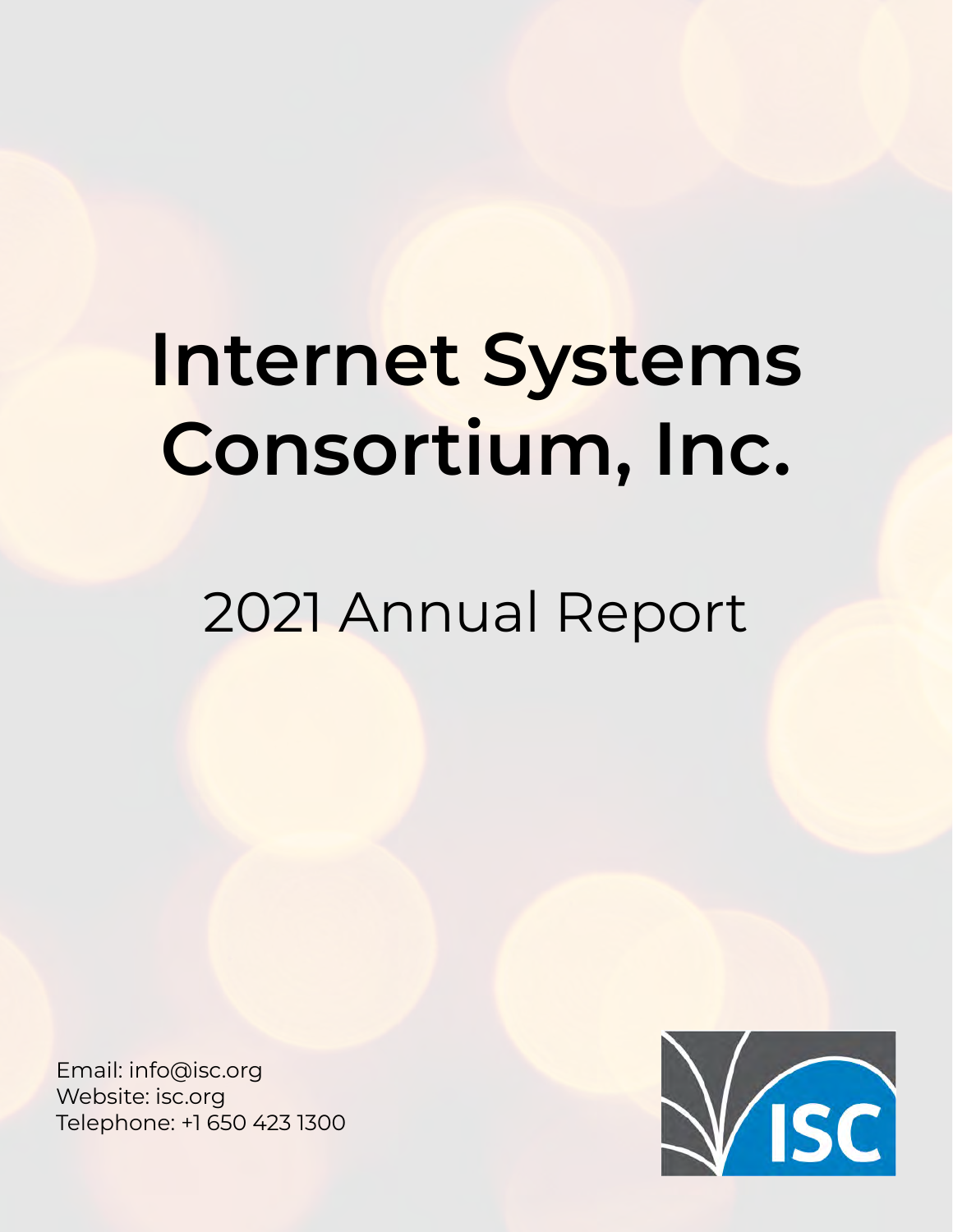# Internet Systems Consortium, Inc.

## 2021 Annual Report

Email: info@isc.org
Website: isc.org
Telephone: +1 650 423 1300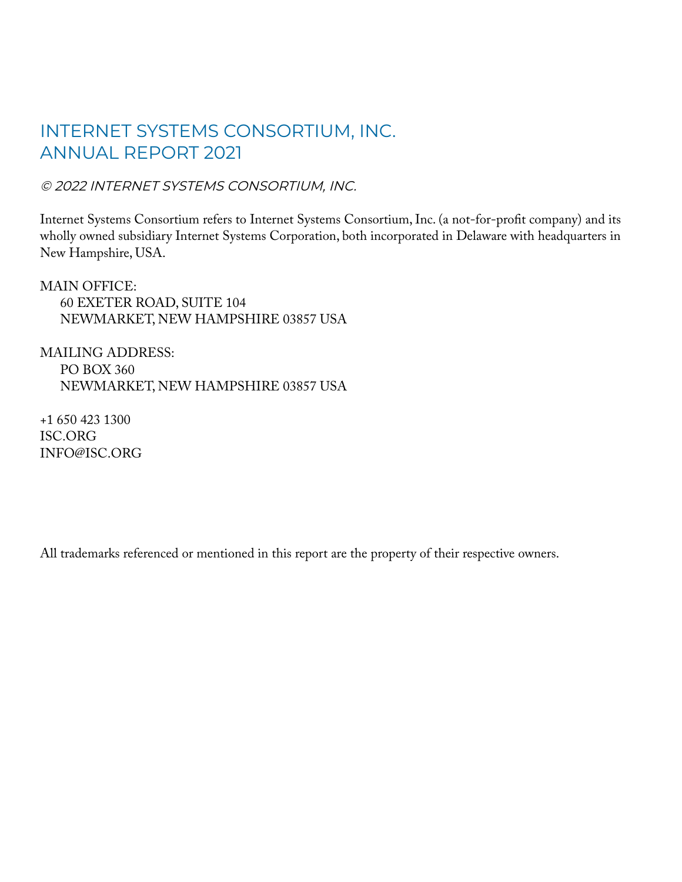# INTERNET SYSTEMS CONSORTIUM, INC.
# ANNUAL REPORT 2021

*© 2022 INTERNET SYSTEMS CONSORTIUM, INC.*

Internet Systems Consortium refers to Internet Systems Consortium, Inc. (a not-for-profit company) and its wholly owned subsidiary Internet Systems Corporation, both incorporated in Delaware with headquarters in New Hampshire, USA.

MAIN OFFICE:
60 EXETER ROAD, SUITE 104
NEWMARKET, NEW HAMPSHIRE 03857 USA

MAILING ADDRESS:
PO BOX 360
NEWMARKET, NEW HAMPSHIRE 03857 USA

+1 650 423 1300
ISC.ORG
INFO@ISC.ORG

All trademarks referenced or mentioned in this report are the property of their respective owners.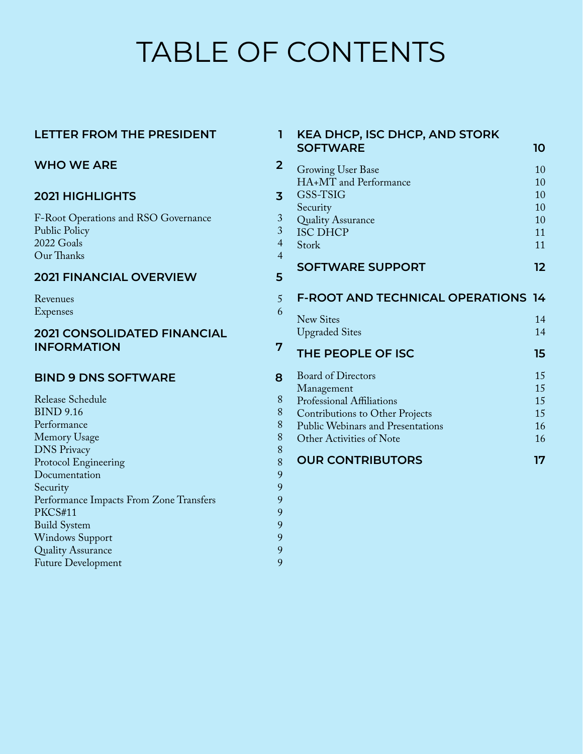# TABLE OF CONTENTS

**LETTER FROM THE PRESIDENT** 1

**WHO WE ARE** 2

**2021 HIGHLIGHTS** 3

- F-Root Operations and RSO Governance 3
- Public Policy 3
- 2022 Goals 4
- Our Thanks 4

**2021 FINANCIAL OVERVIEW** 5

- Revenues 5
- Expenses 6

**2021 CONSOLIDATED FINANCIAL INFORMATION** 7

**BIND 9 DNS SOFTWARE** 8

- Release Schedule 8
- BIND 9.16 8
- Performance 8
- Memory Usage 8
- DNS Privacy 8
- Protocol Engineering 8
- Documentation 9
- Security 9
- Performance Impacts From Zone Transfers 9
- PKCS#11 9
- Build System 9
- Windows Support 9
- Quality Assurance 9
- Future Development 9

**KEA DHCP, ISC DHCP, AND STORK SOFTWARE** 10

- Growing User Base 10
- HA+MT and Performance 10
- GSS-TSIG 10
- Security 10
- Quality Assurance 10
- ISC DHCP 11
- Stork 11

**SOFTWARE SUPPORT** 12

**F-ROOT AND TECHNICAL OPERATIONS** 14

- New Sites 14
- Upgraded Sites 14

**THE PEOPLE OF ISC** 15

- Board of Directors 15
- Management 15
- Professional Affiliations 15
- Contributions to Other Projects 15
- Public Webinars and Presentations 16
- Other Activities of Note 16

**OUR CONTRIBUTORS** 17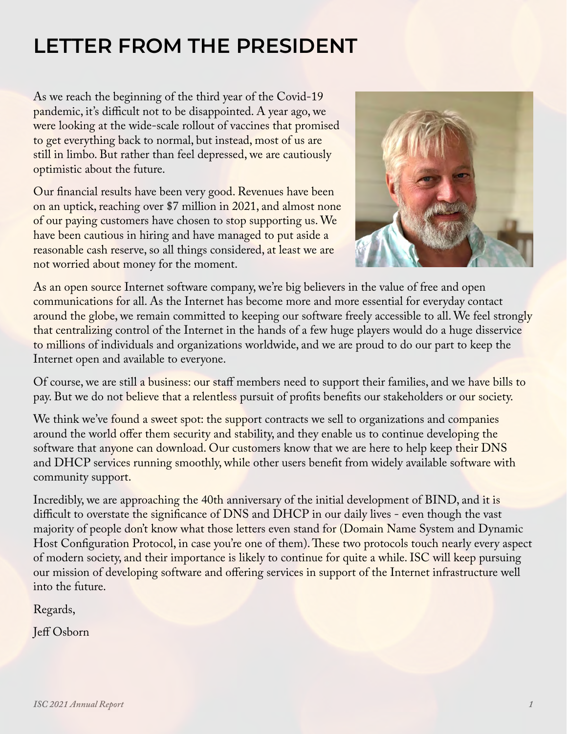# LETTER FROM THE PRESIDENT

As we reach the beginning of the third year of the Covid-19 pandemic, it's difficult not to be disappointed. A year ago, we were looking at the wide-scale rollout of vaccines that promised to get everything back to normal, but instead, most of us are still in limbo. But rather than feel depressed, we are cautiously optimistic about the future.

Our financial results have been very good. Revenues have been on an uptick, reaching over $7 million in 2021, and almost none of our paying customers have chosen to stop supporting us. We have been cautious in hiring and have managed to put aside a reasonable cash reserve, so all things considered, at least we are not worried about money for the moment.

As an open source Internet software company, we're big believers in the value of free and open communications for all. As the Internet has become more and more essential for everyday contact around the globe, we remain committed to keeping our software freely accessible to all. We feel strongly that centralizing control of the Internet in the hands of a few huge players would do a huge disservice to millions of individuals and organizations worldwide, and we are proud to do our part to keep the Internet open and available to everyone.

Of course, we are still a business: our staff members need to support their families, and we have bills to pay. But we do not believe that a relentless pursuit of profits benefits our stakeholders or our society.

We think we've found a sweet spot: the support contracts we sell to organizations and companies around the world offer them security and stability, and they enable us to continue developing the software that anyone can download. Our customers know that we are here to help keep their DNS and DHCP services running smoothly, while other users benefit from widely available software with community support.

Incredibly, we are approaching the 40th anniversary of the initial development of BIND, and it is difficult to overstate the significance of DNS and DHCP in our daily lives - even though the vast majority of people don't know what those letters even stand for (Domain Name System and Dynamic Host Configuration Protocol, in case you're one of them). These two protocols touch nearly every aspect of modern society, and their importance is likely to continue for quite a while. ISC will keep pursuing our mission of developing software and offering services in support of the Internet infrastructure well into the future.

Regards,

Jeff Osborn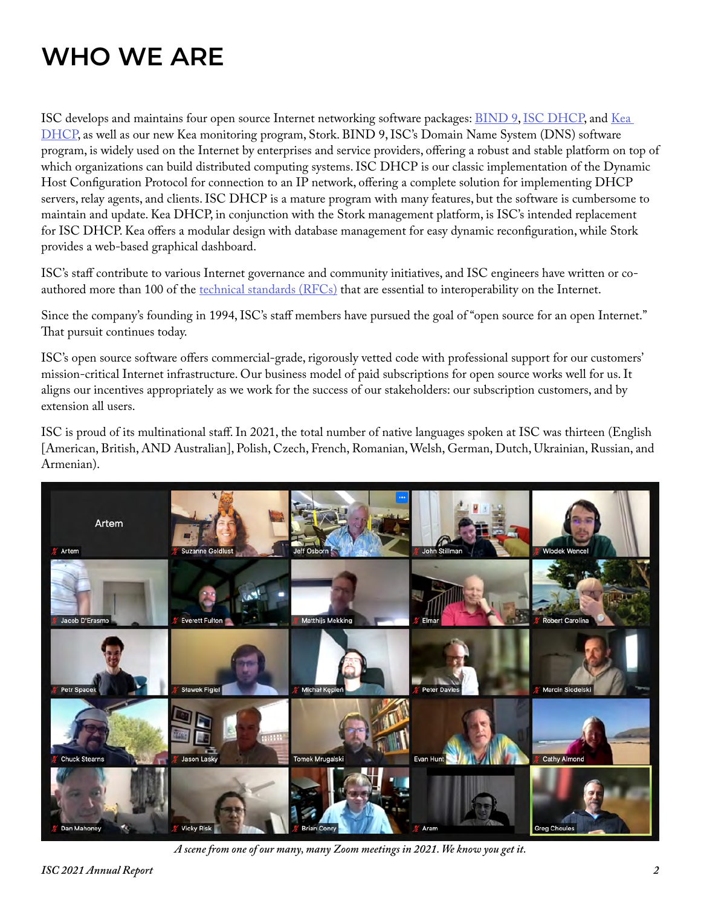# WHO WE ARE

ISC develops and maintains four open source Internet networking software packages: [BIND 9](), [ISC DHCP](), and [Kea DHCP](), as well as our new Kea monitoring program, Stork. BIND 9, ISC's Domain Name System (DNS) software program, is widely used on the Internet by enterprises and service providers, offering a robust and stable platform on top of which organizations can build distributed computing systems. ISC DHCP is our classic implementation of the Dynamic Host Configuration Protocol for connection to an IP network, offering a complete solution for implementing DHCP servers, relay agents, and clients. ISC DHCP is a mature program with many features, but the software is cumbersome to maintain and update. Kea DHCP, in conjunction with the Stork management platform, is ISC's intended replacement for ISC DHCP. Kea offers a modular design with database management for easy dynamic reconfiguration, while Stork provides a web-based graphical dashboard.

ISC's staff contribute to various Internet governance and community initiatives, and ISC engineers have written or co-authored more than 100 of the [technical standards (RFCs)]() that are essential to interoperability on the Internet.

Since the company's founding in 1994, ISC's staff members have pursued the goal of "open source for an open Internet." That pursuit continues today.

ISC's open source software offers commercial-grade, rigorously vetted code with professional support for our customers' mission-critical Internet infrastructure. Our business model of paid subscriptions for open source works well for us. It aligns our incentives appropriately as we work for the success of our stakeholders: our subscription customers, and by extension all users.

ISC is proud of its multinational staff. In 2021, the total number of native languages spoken at ISC was thirteen (English [American, British, AND Australian], Polish, Czech, French, Romanian, Welsh, German, Dutch, Ukrainian, Russian, and Armenian).

*A scene from one of our many, many Zoom meetings in 2021. We know you get it.*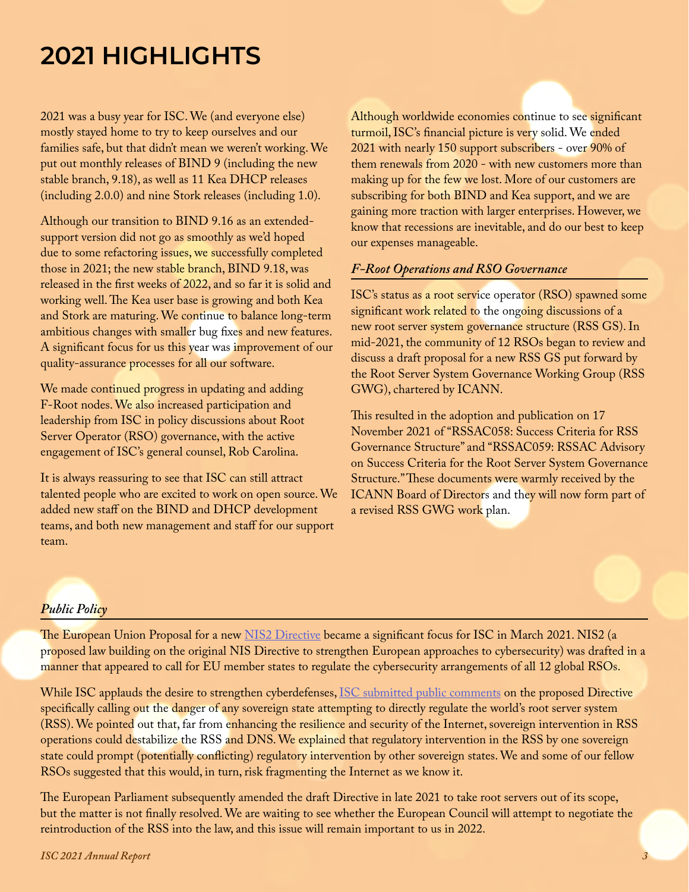# 2021 HIGHLIGHTS

2021 was a busy year for ISC. We (and everyone else) mostly stayed home to try to keep ourselves and our families safe, but that didn't mean we weren't working. We put out monthly releases of BIND 9 (including the new stable branch, 9.18), as well as 11 Kea DHCP releases (including 2.0.0) and nine Stork releases (including 1.0).

Although our transition to BIND 9.16 as an extended-support version did not go as smoothly as we'd hoped due to some refactoring issues, we successfully completed those in 2021; the new stable branch, BIND 9.18, was released in the first weeks of 2022, and so far it is solid and working well. The Kea user base is growing and both Kea and Stork are maturing. We continue to balance long-term ambitious changes with smaller bug fixes and new features. A significant focus for us this year was improvement of our quality-assurance processes for all our software.

We made continued progress in updating and adding F-Root nodes. We also increased participation and leadership from ISC in policy discussions about Root Server Operator (RSO) governance, with the active engagement of ISC's general counsel, Rob Carolina.

It is always reassuring to see that ISC can still attract talented people who are excited to work on open source. We added new staff on the BIND and DHCP development teams, and both new management and staff for our support team.

Although worldwide economies continue to see significant turmoil, ISC's financial picture is very solid. We ended 2021 with nearly 150 support subscribers - over 90% of them renewals from 2020 - with new customers more than making up for the few we lost. More of our customers are subscribing for both BIND and Kea support, and we are gaining more traction with larger enterprises. However, we know that recessions are inevitable, and do our best to keep our expenses manageable.

### *F-Root Operations and RSO Governance*

ISC's status as a root service operator (RSO) spawned some significant work related to the ongoing discussions of a new root server system governance structure (RSS GS). In mid-2021, the community of 12 RSOs began to review and discuss a draft proposal for a new RSS GS put forward by the Root Server System Governance Working Group (RSS GWG), chartered by ICANN.

This resulted in the adoption and publication on 17 November 2021 of "RSSAC058: Success Criteria for RSS Governance Structure" and "RSSAC059: RSSAC Advisory on Success Criteria for the Root Server System Governance Structure." These documents were warmly received by the ICANN Board of Directors and they will now form part of a revised RSS GWG work plan.

### *Public Policy*

The European Union Proposal for a new [NIS2 Directive]() became a significant focus for ISC in March 2021. NIS2 (a proposed law building on the original NIS Directive to strengthen European approaches to cybersecurity) was drafted in a manner that appeared to call for EU member states to regulate the cybersecurity arrangements of all 12 global RSOs.

While ISC applauds the desire to strengthen cyberdefenses, [ISC submitted public comments]() on the proposed Directive specifically calling out the danger of any sovereign state attempting to directly regulate the world's root server system (RSS). We pointed out that, far from enhancing the resilience and security of the Internet, sovereign intervention in RSS operations could destabilize the RSS and DNS. We explained that regulatory intervention in the RSS by one sovereign state could prompt (potentially conflicting) regulatory intervention by other sovereign states. We and some of our fellow RSOs suggested that this would, in turn, risk fragmenting the Internet as we know it.

The European Parliament subsequently amended the draft Directive in late 2021 to take root servers out of its scope, but the matter is not finally resolved. We are waiting to see whether the European Council will attempt to negotiate the reintroduction of the RSS into the law, and this issue will remain important to us in 2022.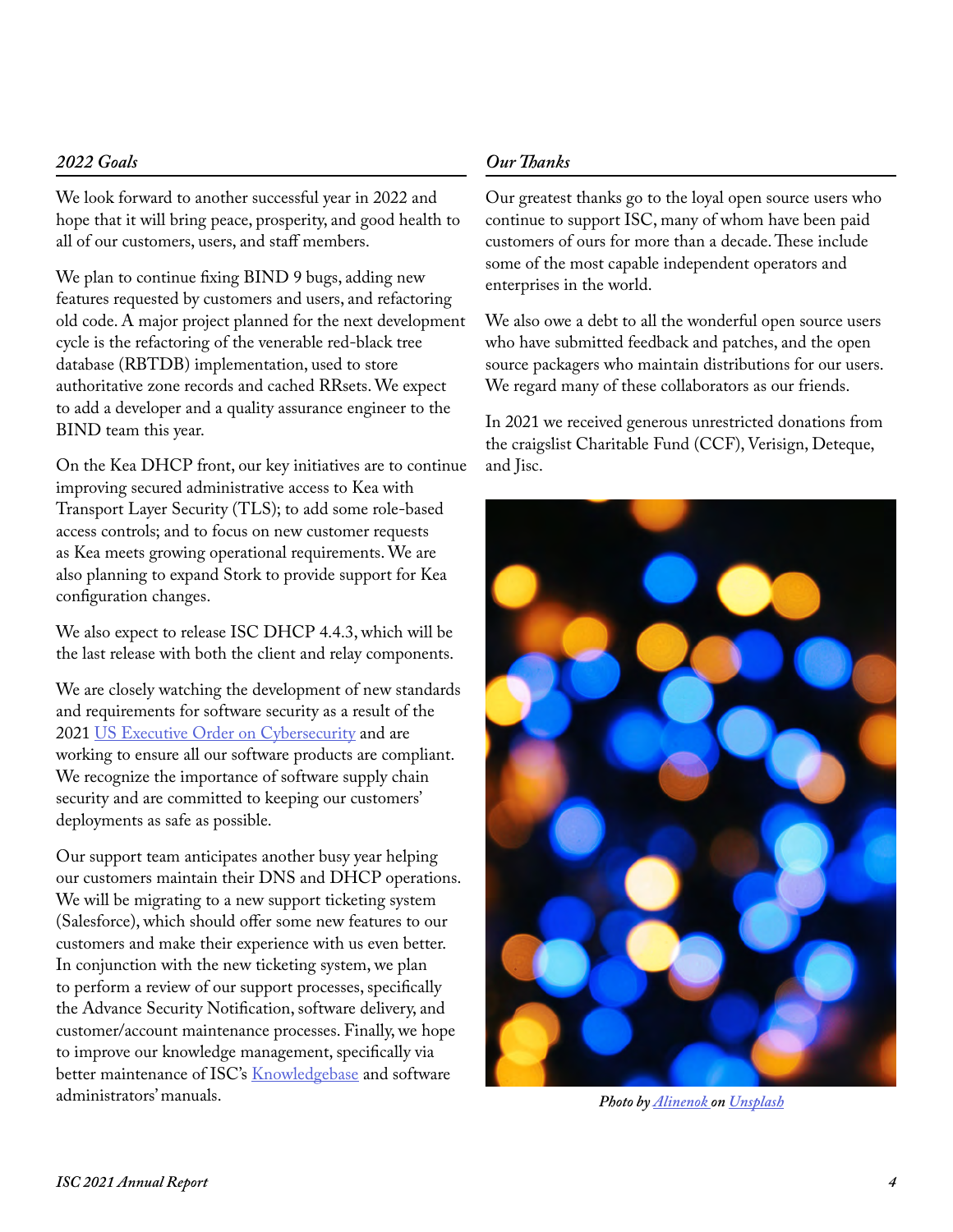### *2022 Goals*

We look forward to another successful year in 2022 and hope that it will bring peace, prosperity, and good health to all of our customers, users, and staff members.

We plan to continue fixing BIND 9 bugs, adding new features requested by customers and users, and refactoring old code. A major project planned for the next development cycle is the refactoring of the venerable red-black tree database (RBTDB) implementation, used to store authoritative zone records and cached RRsets. We expect to add a developer and a quality assurance engineer to the BIND team this year.

On the Kea DHCP front, our key initiatives are to continue improving secured administrative access to Kea with Transport Layer Security (TLS); to add some role-based access controls; and to focus on new customer requests as Kea meets growing operational requirements. We are also planning to expand Stork to provide support for Kea configuration changes.

We also expect to release ISC DHCP 4.4.3, which will be the last release with both the client and relay components.

We are closely watching the development of new standards and requirements for software security as a result of the 2021 [US Executive Order on Cybersecurity]() and are working to ensure all our software products are compliant. We recognize the importance of software supply chain security and are committed to keeping our customers' deployments as safe as possible.

Our support team anticipates another busy year helping our customers maintain their DNS and DHCP operations. We will be migrating to a new support ticketing system (Salesforce), which should offer some new features to our customers and make their experience with us even better. In conjunction with the new ticketing system, we plan to perform a review of our support processes, specifically the Advance Security Notification, software delivery, and customer/account maintenance processes. Finally, we hope to improve our knowledge management, specifically via better maintenance of ISC's [Knowledgebase]() and software administrators' manuals.

### *Our Thanks*

Our greatest thanks go to the loyal open source users who continue to support ISC, many of whom have been paid customers of ours for more than a decade. These include some of the most capable independent operators and enterprises in the world.

We also owe a debt to all the wonderful open source users who have submitted feedback and patches, and the open source packagers who maintain distributions for our users. We regard many of these collaborators as our friends.

In 2021 we received generous unrestricted donations from the craigslist Charitable Fund (CCF), Verisign, Deteque, and Jisc.

*Photo by [Alinenok]() on [Unsplash]()*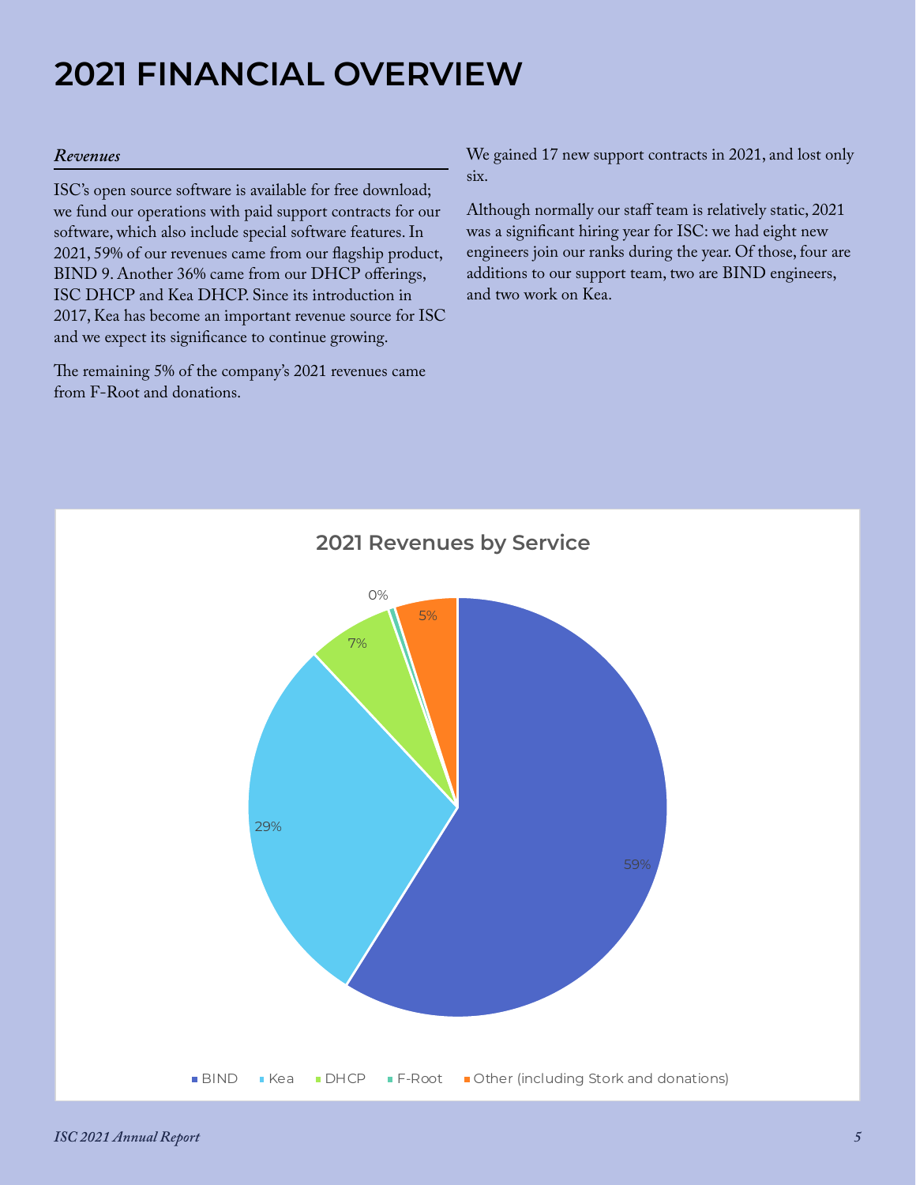# 2021 FINANCIAL OVERVIEW

### *Revenues*

ISC's open source software is available for free download; we fund our operations with paid support contracts for our software, which also include special software features. In 2021, 59% of our revenues came from our flagship product, BIND 9. Another 36% came from our DHCP offerings, ISC DHCP and Kea DHCP. Since its introduction in 2017, Kea has become an important revenue source for ISC and we expect its significance to continue growing.

The remaining 5% of the company's 2021 revenues came from F-Root and donations.

We gained 17 new support contracts in 2021, and lost only six.

Although normally our staff team is relatively static, 2021 was a significant hiring year for ISC: we had eight new engineers join our ranks during the year. Of those, four are additions to our support team, two are BIND engineers, and two work on Kea.

**2021 Revenues by Service**

| Service | Share |
|---|---|
| BIND | 59% |
| Kea | 29% |
| DHCP | 7% |
| F-Root | 0% |
| Other (including Stork and donations) | 5% |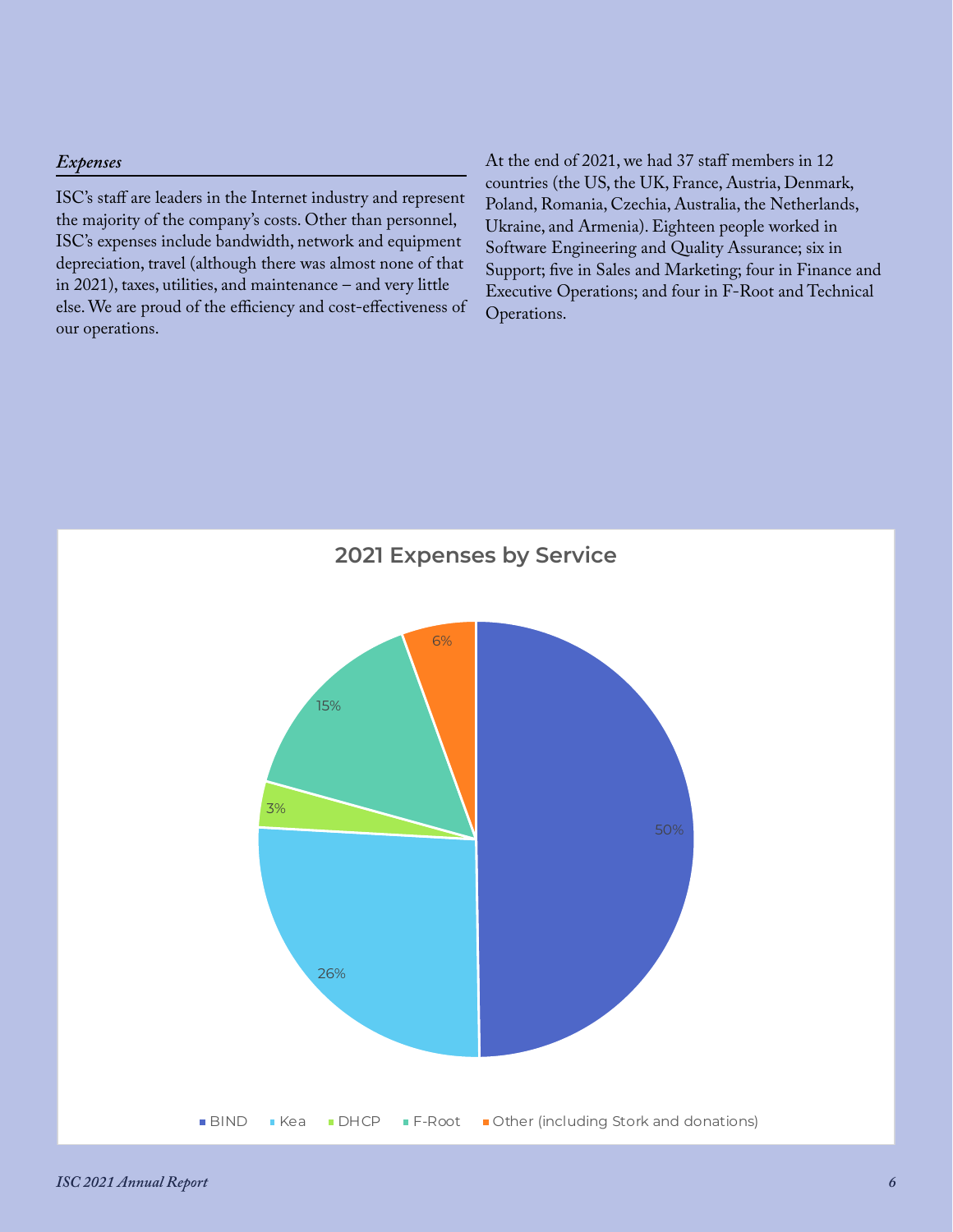### *Expenses*

ISC's staff are leaders in the Internet industry and represent the majority of the company's costs. Other than personnel, ISC's expenses include bandwidth, network and equipment depreciation, travel (although there was almost none of that in 2021), taxes, utilities, and maintenance – and very little else. We are proud of the efficiency and cost-effectiveness of our operations.

At the end of 2021, we had 37 staff members in 12 countries (the US, the UK, France, Austria, Denmark, Poland, Romania, Czechia, Australia, the Netherlands, Ukraine, and Armenia). Eighteen people worked in Software Engineering and Quality Assurance; six in Support; five in Sales and Marketing; four in Finance and Executive Operations; and four in F-Root and Technical Operations.

**2021 Expenses by Service**

| Service | Share |
|---|---|
| BIND | 50% |
| Kea | 26% |
| DHCP | 3% |
| F-Root | 15% |
| Other (including Stork and donations) | 6% |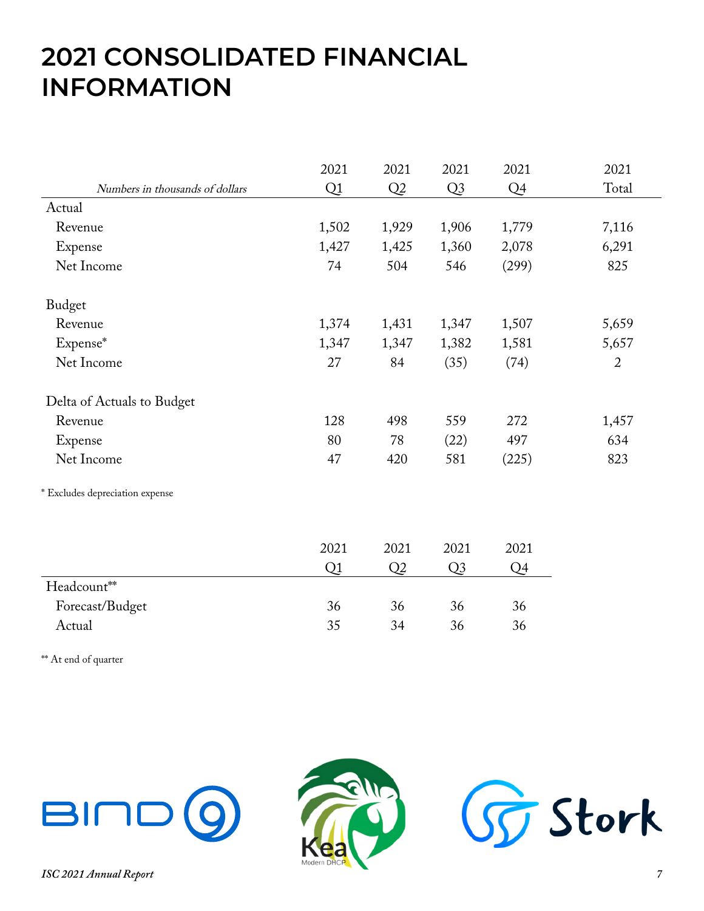# 2021 CONSOLIDATED FINANCIAL INFORMATION

| *Numbers in thousands of dollars* | 2021 Q1 | 2021 Q2 | 2021 Q3 | 2021 Q4 | 2021 Total |
|---|---|---|---|---|---|
| Actual | | | | | |
| Revenue | 1,502 | 1,929 | 1,906 | 1,779 | 7,116 |
| Expense | 1,427 | 1,425 | 1,360 | 2,078 | 6,291 |
| Net Income | 74 | 504 | 546 | (299) | 825 |
| Budget | | | | | |
| Revenue | 1,374 | 1,431 | 1,347 | 1,507 | 5,659 |
| Expense* | 1,347 | 1,347 | 1,382 | 1,581 | 5,657 |
| Net Income | 27 | 84 | (35) | (74) | 2 |
| Delta of Actuals to Budget | | | | | |
| Revenue | 128 | 498 | 559 | 272 | 1,457 |
| Expense | 80 | 78 | (22) | 497 | 634 |
| Net Income | 47 | 420 | 581 | (225) | 823 |

* Excludes depreciation expense

| | 2021 Q1 | 2021 Q2 | 2021 Q3 | 2021 Q4 |
|---|---|---|---|---|
| Headcount** | | | | |
| Forecast/Budget | 36 | 36 | 36 | 36 |
| Actual | 35 | 34 | 36 | 36 |

** At end of quarter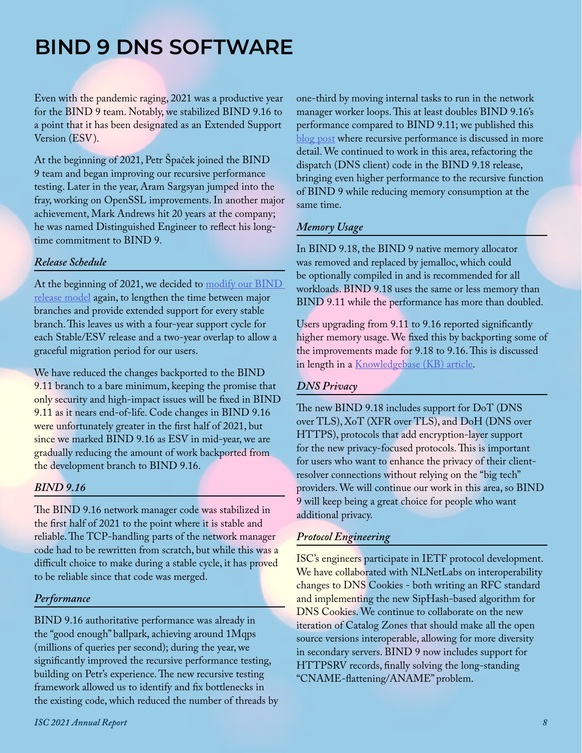# BIND 9 DNS SOFTWARE

Even with the pandemic raging, 2021 was a productive year for the BIND 9 team. Notably, we stabilized BIND 9.16 to a point that it has been designated as an Extended Support Version (ESV).

At the beginning of 2021, Petr Špaček joined the BIND 9 team and began improving our recursive performance testing. Later in the year, Aram Sargsyan jumped into the fray, working on OpenSSL improvements. In another major achievement, Mark Andrews hit 20 years at the company; he was named Distinguished Engineer to reflect his long-time commitment to BIND 9.

### *Release Schedule*

At the beginning of 2021, we decided to modify our BIND release model again, to lengthen the time between major branches and provide extended support for every stable branch. This leaves us with a four-year support cycle for each Stable/ESV release and a two-year overlap to allow a graceful migration period for our users.

We have reduced the changes backported to the BIND 9.11 branch to a bare minimum, keeping the promise that only security and high-impact issues will be fixed in BIND 9.11 as it nears end-of-life. Code changes in BIND 9.16 were unfortunately greater in the first half of 2021, but since we marked BIND 9.16 as ESV in mid-year, we are gradually reducing the amount of work backported from the development branch to BIND 9.16.

### *BIND 9.16*

The BIND 9.16 network manager code was stabilized in the first half of 2021 to the point where it is stable and reliable. The TCP-handling parts of the network manager code had to be rewritten from scratch, but while this was a difficult choice to make during a stable cycle, it has proved to be reliable since that code was merged.

### *Performance*

BIND 9.16 authoritative performance was already in the "good enough" ballpark, achieving around 1Mqps (millions of queries per second); during the year, we significantly improved the recursive performance testing, building on Petr's experience. The new recursive testing framework allowed us to identify and fix bottlenecks in the existing code, which reduced the number of threads by one-third by moving internal tasks to run in the network manager worker loops. This at least doubles BIND 9.16's performance compared to BIND 9.11; we published this blog post where recursive performance is discussed in more detail. We continued to work in this area, refactoring the dispatch (DNS client) code in the BIND 9.18 release, bringing even higher performance to the recursive function of BIND 9 while reducing memory consumption at the same time.

### *Memory Usage*

In BIND 9.18, the BIND 9 native memory allocator was removed and replaced by jemalloc, which could be optionally compiled in and is recommended for all workloads. BIND 9.18 uses the same or less memory than BIND 9.11 while the performance has more than doubled.

Users upgrading from 9.11 to 9.16 reported significantly higher memory usage. We fixed this by backporting some of the improvements made for 9.18 to 9.16. This is discussed in length in a Knowledgebase (KB) article.

### *DNS Privacy*

The new BIND 9.18 includes support for DoT (DNS over TLS), XoT (XFR over TLS), and DoH (DNS over HTTPS), protocols that add encryption-layer support for the new privacy-focused protocols. This is important for users who want to enhance the privacy of their client-resolver connections without relying on the "big tech" providers. We will continue our work in this area, so BIND 9 will keep being a great choice for people who want additional privacy.

### *Protocol Engineering*

ISC's engineers participate in IETF protocol development. We have collaborated with NLNetLabs on interoperability changes to DNS Cookies - both writing an RFC standard and implementing the new SipHash-based algorithm for DNS Cookies. We continue to collaborate on the new iteration of Catalog Zones that should make all the open source versions interoperable, allowing for more diversity in secondary servers. BIND 9 now includes support for HTTPSRV records, finally solving the long-standing "CNAME-flattening/ANAME" problem.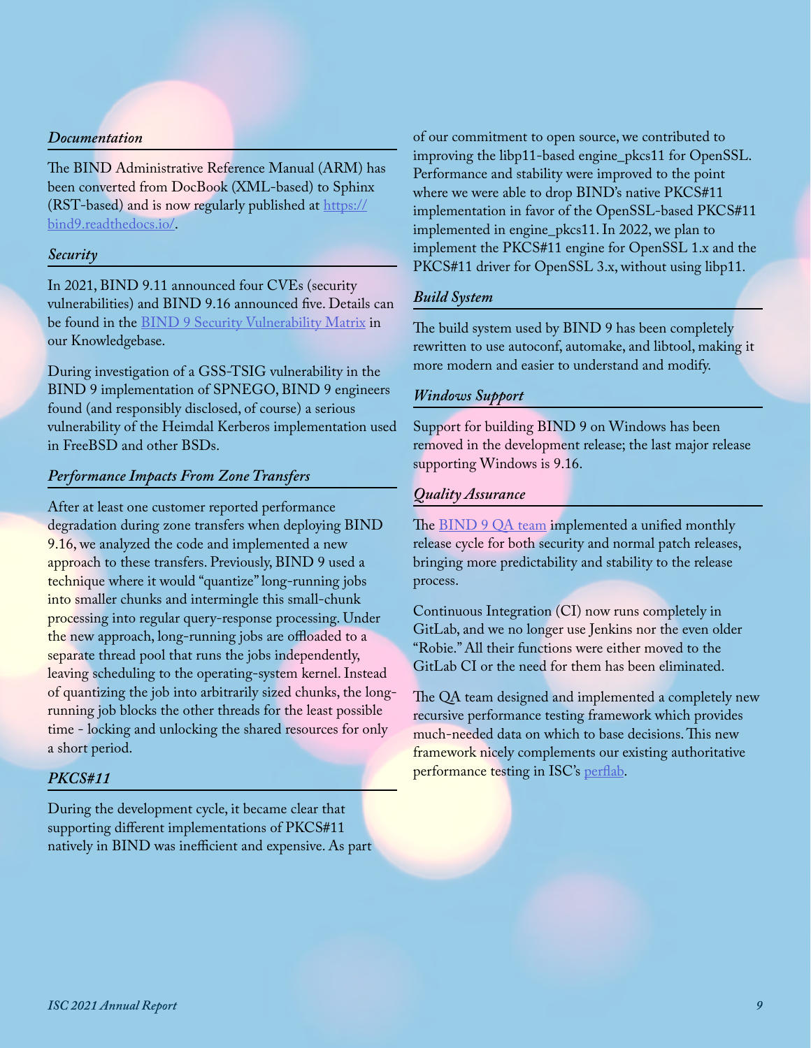### *Documentation*

The BIND Administrative Reference Manual (ARM) has been converted from DocBook (XML-based) to Sphinx (RST-based) and is now regularly published at [https://bind9.readthedocs.io/](https://bind9.readthedocs.io/).

### *Security*

In 2021, BIND 9.11 announced four CVEs (security vulnerabilities) and BIND 9.16 announced five. Details can be found in the BIND 9 Security Vulnerability Matrix in our Knowledgebase.

During investigation of a GSS-TSIG vulnerability in the BIND 9 implementation of SPNEGO, BIND 9 engineers found (and responsibly disclosed, of course) a serious vulnerability of the Heimdal Kerberos implementation used in FreeBSD and other BSDs.

### *Performance Impacts From Zone Transfers*

After at least one customer reported performance degradation during zone transfers when deploying BIND 9.16, we analyzed the code and implemented a new approach to these transfers. Previously, BIND 9 used a technique where it would "quantize" long-running jobs into smaller chunks and intermingle this small-chunk processing into regular query-response processing. Under the new approach, long-running jobs are offloaded to a separate thread pool that runs the jobs independently, leaving scheduling to the operating-system kernel. Instead of quantizing the job into arbitrarily sized chunks, the long-running job blocks the other threads for the least possible time - locking and unlocking the shared resources for only a short period.

### *PKCS#11*

During the development cycle, it became clear that supporting different implementations of PKCS#11 natively in BIND was inefficient and expensive. As part of our commitment to open source, we contributed to improving the libp11-based engine_pkcs11 for OpenSSL. Performance and stability were improved to the point where we were able to drop BIND's native PKCS#11 implementation in favor of the OpenSSL-based PKCS#11 implemented in engine_pkcs11. In 2022, we plan to implement the PKCS#11 engine for OpenSSL 1.x and the PKCS#11 driver for OpenSSL 3.x, without using libp11.

### *Build System*

The build system used by BIND 9 has been completely rewritten to use autoconf, automake, and libtool, making it more modern and easier to understand and modify.

### *Windows Support*

Support for building BIND 9 on Windows has been removed in the development release; the last major release supporting Windows is 9.16.

### *Quality Assurance*

The BIND 9 QA team implemented a unified monthly release cycle for both security and normal patch releases, bringing more predictability and stability to the release process.

Continuous Integration (CI) now runs completely in GitLab, and we no longer use Jenkins nor the even older "Robie." All their functions were either moved to the GitLab CI or the need for them has been eliminated.

The QA team designed and implemented a completely new recursive performance testing framework which provides much-needed data on which to base decisions. This new framework nicely complements our existing authoritative performance testing in ISC's perflab.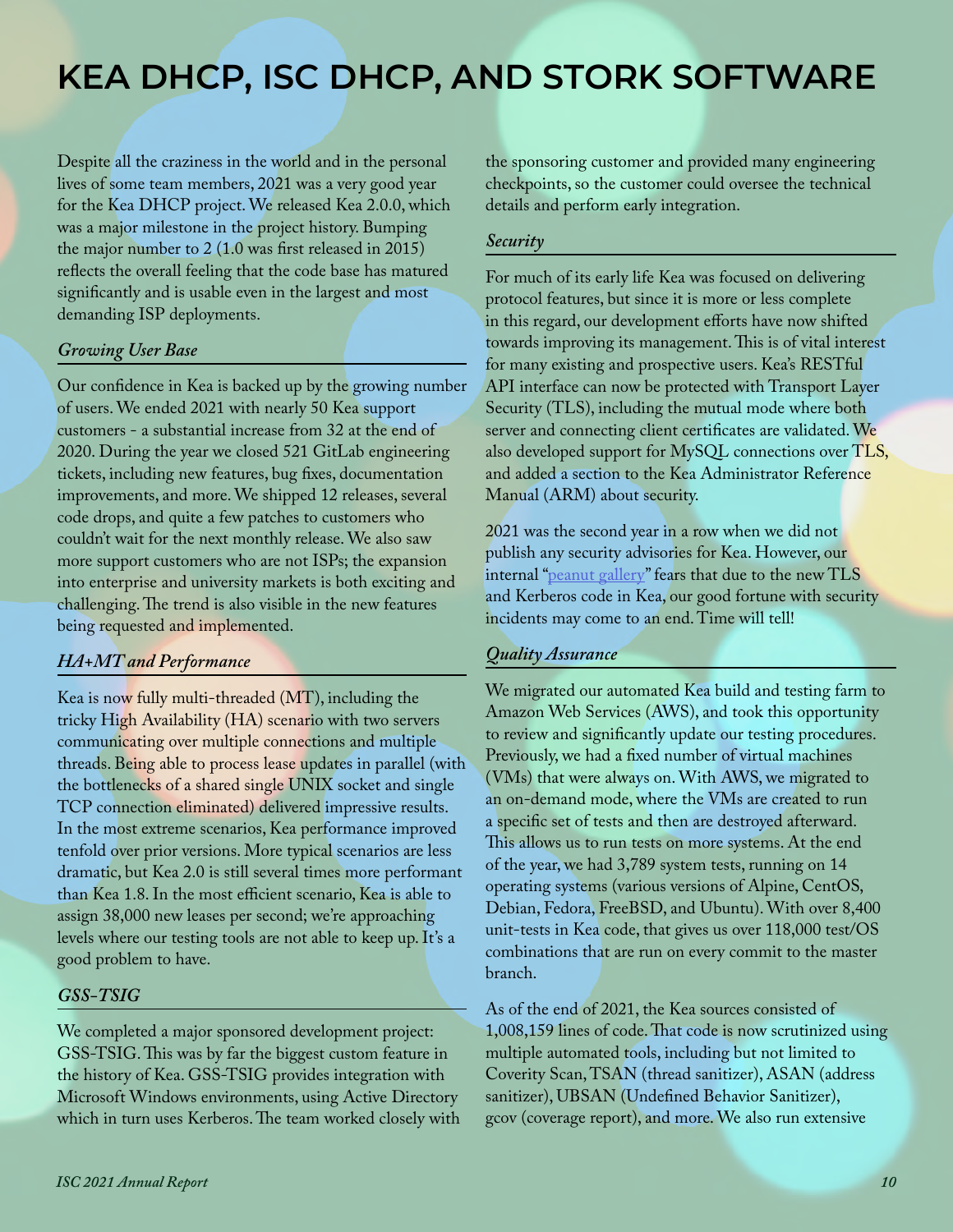# KEA DHCP, ISC DHCP, AND STORK SOFTWARE

Despite all the craziness in the world and in the personal lives of some team members, 2021 was a very good year for the Kea DHCP project. We released Kea 2.0.0, which was a major milestone in the project history. Bumping the major number to 2 (1.0 was first released in 2015) reflects the overall feeling that the code base has matured significantly and is usable even in the largest and most demanding ISP deployments.

### *Growing User Base*

Our confidence in Kea is backed up by the growing number of users. We ended 2021 with nearly 50 Kea support customers - a substantial increase from 32 at the end of 2020. During the year we closed 521 GitLab engineering tickets, including new features, bug fixes, documentation improvements, and more. We shipped 12 releases, several code drops, and quite a few patches to customers who couldn't wait for the next monthly release. We also saw more support customers who are not ISPs; the expansion into enterprise and university markets is both exciting and challenging. The trend is also visible in the new features being requested and implemented.

### *HA+MT and Performance*

Kea is now fully multi-threaded (MT), including the tricky High Availability (HA) scenario with two servers communicating over multiple connections and multiple threads. Being able to process lease updates in parallel (with the bottlenecks of a shared single UNIX socket and single TCP connection eliminated) delivered impressive results. In the most extreme scenarios, Kea performance improved tenfold over prior versions. More typical scenarios are less dramatic, but Kea 2.0 is still several times more performant than Kea 1.8. In the most efficient scenario, Kea is able to assign 38,000 new leases per second; we're approaching levels where our testing tools are not able to keep up. It's a good problem to have.

### *GSS-TSIG*

We completed a major sponsored development project: GSS-TSIG. This was by far the biggest custom feature in the history of Kea. GSS-TSIG provides integration with Microsoft Windows environments, using Active Directory which in turn uses Kerberos. The team worked closely with the sponsoring customer and provided many engineering checkpoints, so the customer could oversee the technical details and perform early integration.

### *Security*

For much of its early life Kea was focused on delivering protocol features, but since it is more or less complete in this regard, our development efforts have now shifted towards improving its management. This is of vital interest for many existing and prospective users. Kea's RESTful API interface can now be protected with Transport Layer Security (TLS), including the mutual mode where both server and connecting client certificates are validated. We also developed support for MySQL connections over TLS, and added a section to the Kea Administrator Reference Manual (ARM) about security.

2021 was the second year in a row when we did not publish any security advisories for Kea. However, our internal "peanut gallery" fears that due to the new TLS and Kerberos code in Kea, our good fortune with security incidents may come to an end. Time will tell!

### *Quality Assurance*

We migrated our automated Kea build and testing farm to Amazon Web Services (AWS), and took this opportunity to review and significantly update our testing procedures. Previously, we had a fixed number of virtual machines (VMs) that were always on. With AWS, we migrated to an on-demand mode, where the VMs are created to run a specific set of tests and then are destroyed afterward. This allows us to run tests on more systems. At the end of the year, we had 3,789 system tests, running on 14 operating systems (various versions of Alpine, CentOS, Debian, Fedora, FreeBSD, and Ubuntu). With over 8,400 unit-tests in Kea code, that gives us over 118,000 test/OS combinations that are run on every commit to the master branch.

As of the end of 2021, the Kea sources consisted of 1,008,159 lines of code. That code is now scrutinized using multiple automated tools, including but not limited to Coverity Scan, TSAN (thread sanitizer), ASAN (address sanitizer), UBSAN (Undefined Behavior Sanitizer), gcov (coverage report), and more. We also run extensive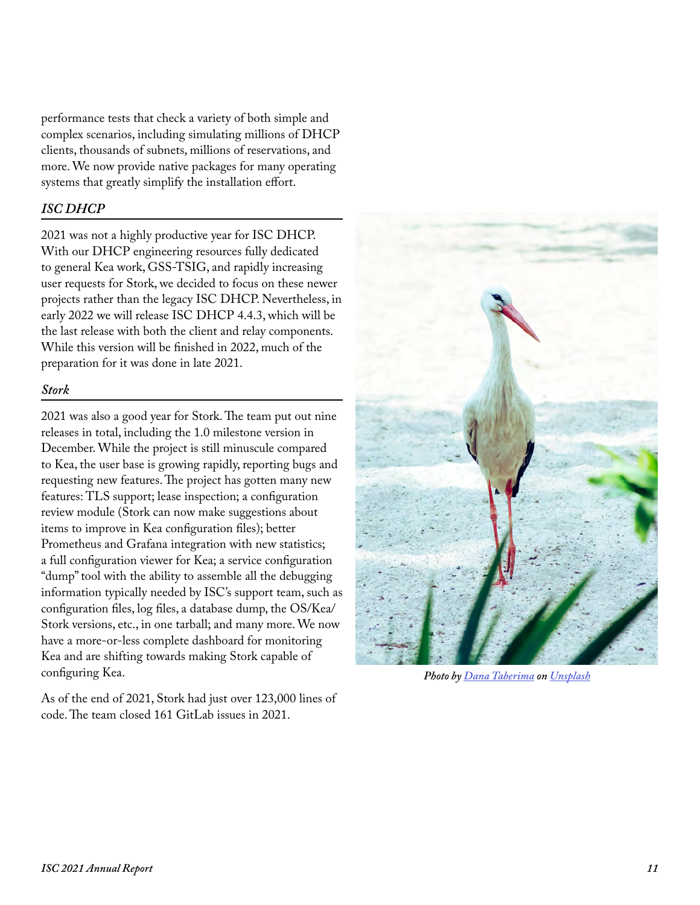performance tests that check a variety of both simple and complex scenarios, including simulating millions of DHCP clients, thousands of subnets, millions of reservations, and more. We now provide native packages for many operating systems that greatly simplify the installation effort.

### *ISC DHCP*

2021 was not a highly productive year for ISC DHCP. With our DHCP engineering resources fully dedicated to general Kea work, GSS-TSIG, and rapidly increasing user requests for Stork, we decided to focus on these newer projects rather than the legacy ISC DHCP. Nevertheless, in early 2022 we will release ISC DHCP 4.4.3, which will be the last release with both the client and relay components. While this version will be finished in 2022, much of the preparation for it was done in late 2021.

### *Stork*

2021 was also a good year for Stork. The team put out nine releases in total, including the 1.0 milestone version in December. While the project is still minuscule compared to Kea, the user base is growing rapidly, reporting bugs and requesting new features. The project has gotten many new features: TLS support; lease inspection; a configuration review module (Stork can now make suggestions about items to improve in Kea configuration files); better Prometheus and Grafana integration with new statistics; a full configuration viewer for Kea; a service configuration "dump" tool with the ability to assemble all the debugging information typically needed by ISC's support team, such as configuration files, log files, a database dump, the OS/Kea/Stork versions, etc., in one tarball; and many more. We now have a more-or-less complete dashboard for monitoring Kea and are shifting towards making Stork capable of configuring Kea.

As of the end of 2021, Stork had just over 123,000 lines of code. The team closed 161 GitLab issues in 2021.

*Photo by Dana Taberima on Unsplash*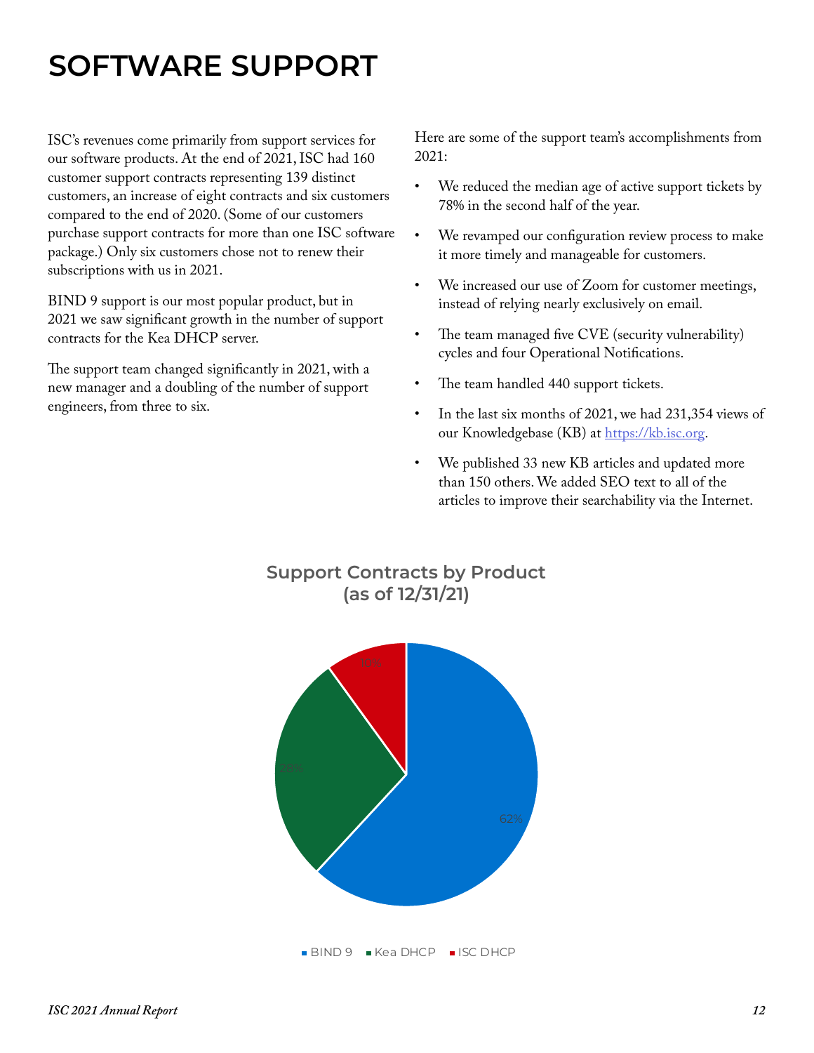# SOFTWARE SUPPORT

ISC's revenues come primarily from support services for our software products. At the end of 2021, ISC had 160 customer support contracts representing 139 distinct customers, an increase of eight contracts and six customers compared to the end of 2020. (Some of our customers purchase support contracts for more than one ISC software package.) Only six customers chose not to renew their subscriptions with us in 2021.

BIND 9 support is our most popular product, but in 2021 we saw significant growth in the number of support contracts for the Kea DHCP server.

The support team changed significantly in 2021, with a new manager and a doubling of the number of support engineers, from three to six.

Here are some of the support team's accomplishments from 2021:

- We reduced the median age of active support tickets by 78% in the second half of the year.
- We revamped our configuration review process to make it more timely and manageable for customers.
- We increased our use of Zoom for customer meetings, instead of relying nearly exclusively on email.
- The team managed five CVE (security vulnerability) cycles and four Operational Notifications.
- The team handled 440 support tickets.
- In the last six months of 2021, we had 231,354 views of our Knowledgebase (KB) at https://kb.isc.org.
- We published 33 new KB articles and updated more than 150 others. We added SEO text to all of the articles to improve their searchability via the Internet.

**Support Contracts by Product (as of 12/31/21)**

| Product | Share |
|---|---|
| BIND 9 | 62% |
| Kea DHCP | 28% |
| ISC DHCP | 10% |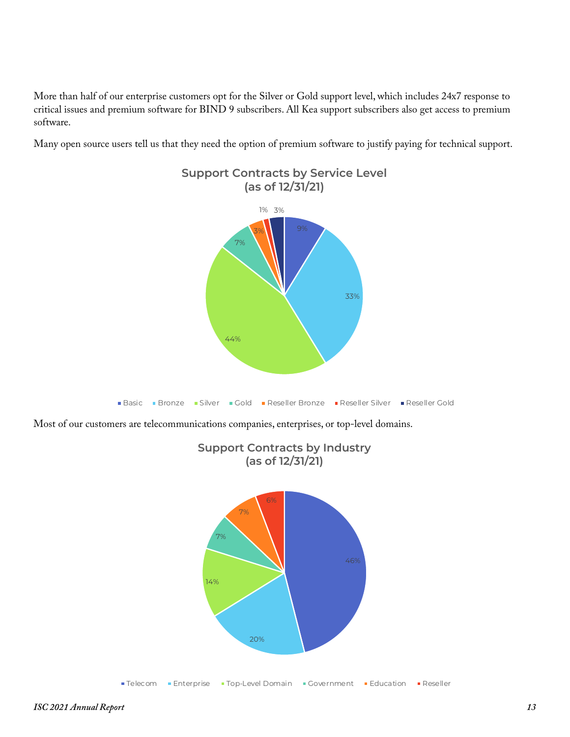More than half of our enterprise customers opt for the Silver or Gold support level, which includes 24x7 response to critical issues and premium software for BIND 9 subscribers. All Kea support subscribers also get access to premium software.

Many open source users tell us that they need the option of premium software to justify paying for technical support.

**Support Contracts by Service Level (as of 12/31/21)**

| Service Level | Percentage |
|---|---|
| Basic | 9% |
| Bronze | 33% |
| Silver | 44% |
| Gold | 7% |
| Reseller Bronze | 3% |
| Reseller Silver | 1% |
| Reseller Gold | 3% |

Most of our customers are telecommunications companies, enterprises, or top-level domains.

**Support Contracts by Industry (as of 12/31/21)**

| Industry | Percentage |
|---|---|
| Telecom | 46% |
| Enterprise | 20% |
| Top-Level Domain | 14% |
| Government | 7% |
| Education | 7% |
| Reseller | 6% |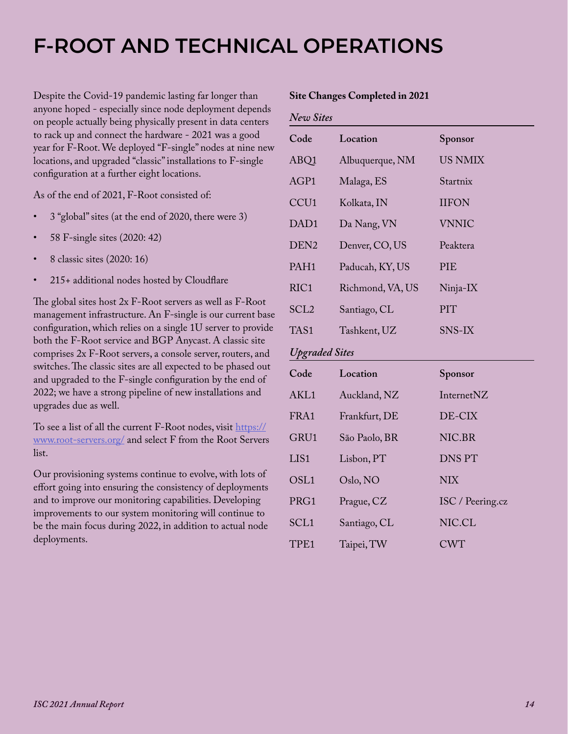# F-ROOT AND TECHNICAL OPERATIONS

Despite the Covid-19 pandemic lasting far longer than anyone hoped - especially since node deployment depends on people actually being physically present in data centers to rack up and connect the hardware - 2021 was a good year for F-Root. We deployed "F-single" nodes at nine new locations, and upgraded "classic" installations to F-single configuration at a further eight locations.

As of the end of 2021, F-Root consisted of:

- 3 "global" sites (at the end of 2020, there were 3)
- 58 F-single sites (2020: 42)
- 8 classic sites (2020: 16)
- 215+ additional nodes hosted by Cloudflare

The global sites host 2x F-Root servers as well as F-Root management infrastructure. An F-single is our current base configuration, which relies on a single 1U server to provide both the F-Root service and BGP Anycast. A classic site comprises 2x F-Root servers, a console server, routers, and switches. The classic sites are all expected to be phased out and upgraded to the F-single configuration by the end of 2022; we have a strong pipeline of new installations and upgrades due as well.

To see a list of all the current F-Root nodes, visit [https://www.root-servers.org/](https://www.root-servers.org/) and select F from the Root Servers list.

Our provisioning systems continue to evolve, with lots of effort going into ensuring the consistency of deployments and to improve our monitoring capabilities. Developing improvements to our system monitoring will continue to be the main focus during 2022, in addition to actual node deployments.

**Site Changes Completed in 2021**

*New Sites*

| Code | Location | Sponsor |
|---|---|---|
| ABQ1 | Albuquerque, NM | US NMIX |
| AGP1 | Malaga, ES | Startnix |
| CCU1 | Kolkata, IN | IIFON |
| DAD1 | Da Nang, VN | VNNIC |
| DEN2 | Denver, CO, US | Peaktera |
| PAH1 | Paducah, KY, US | PIE |
| RIC1 | Richmond, VA, US | Ninja-IX |
| SCL2 | Santiago, CL | PIT |
| TAS1 | Tashkent, UZ | SNS-IX |

*Upgraded Sites*

| Code | Location | Sponsor |
|---|---|---|
| AKL1 | Auckland, NZ | InternetNZ |
| FRA1 | Frankfurt, DE | DE-CIX |
| GRU1 | São Paolo, BR | NIC.BR |
| LIS1 | Lisbon, PT | DNS PT |
| OSL1 | Oslo, NO | NIX |
| PRG1 | Prague, CZ | ISC / Peering.cz |
| SCL1 | Santiago, CL | NIC.CL |
| TPE1 | Taipei, TW | CWT |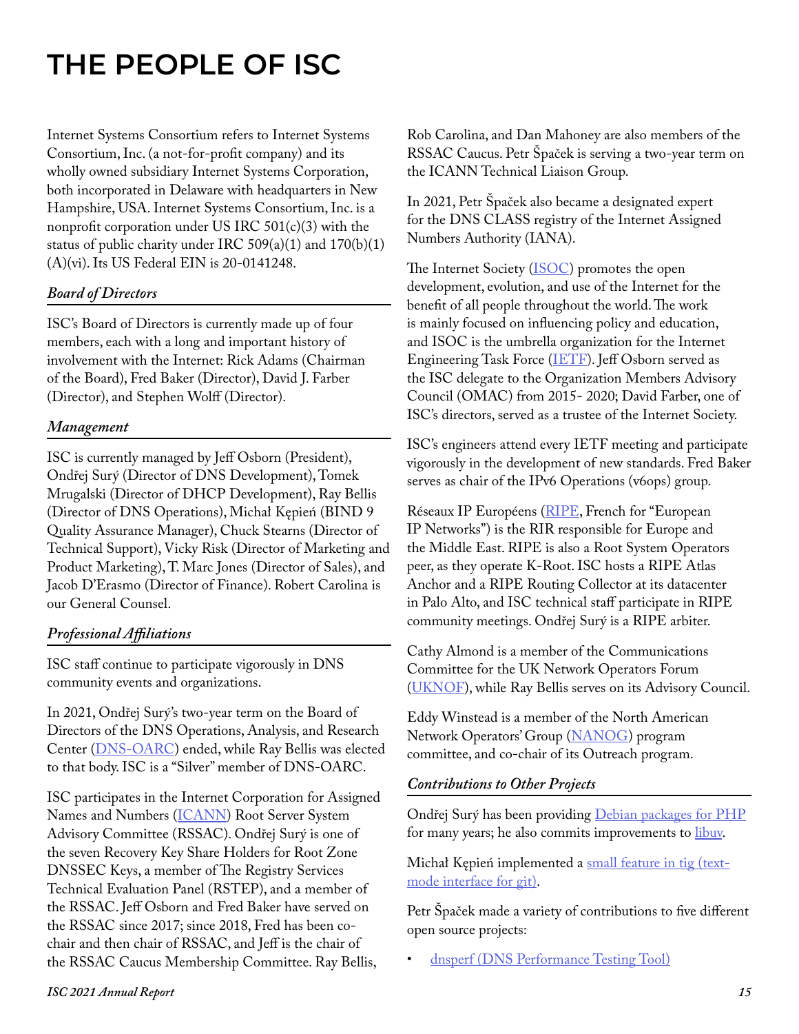# THE PEOPLE OF ISC

Internet Systems Consortium refers to Internet Systems Consortium, Inc. (a not-for-profit company) and its wholly owned subsidiary Internet Systems Corporation, both incorporated in Delaware with headquarters in New Hampshire, USA. Internet Systems Consortium, Inc. is a nonprofit corporation under US IRC 501(c)(3) with the status of public charity under IRC 509(a)(1) and 170(b)(1)(A)(vi). Its US Federal EIN is 20-0141248.

## *Board of Directors*

ISC's Board of Directors is currently made up of four members, each with a long and important history of involvement with the Internet: Rick Adams (Chairman of the Board), Fred Baker (Director), David J. Farber (Director), and Stephen Wolff (Director).

## *Management*

ISC is currently managed by Jeff Osborn (President), Ondřej Surý (Director of DNS Development), Tomek Mrugalski (Director of DHCP Development), Ray Bellis (Director of DNS Operations), Michał Kępień (BIND 9 Quality Assurance Manager), Chuck Stearns (Director of Technical Support), Vicky Risk (Director of Marketing and Product Marketing), T. Marc Jones (Director of Sales), and Jacob D'Erasmo (Director of Finance). Robert Carolina is our General Counsel.

## *Professional Affiliations*

ISC staff continue to participate vigorously in DNS community events and organizations.

In 2021, Ondřej Surý's two-year term on the Board of Directors of the DNS Operations, Analysis, and Research Center (DNS-OARC) ended, while Ray Bellis was elected to that body. ISC is a "Silver" member of DNS-OARC.

ISC participates in the Internet Corporation for Assigned Names and Numbers (ICANN) Root Server System Advisory Committee (RSSAC). Ondřej Surý is one of the seven Recovery Key Share Holders for Root Zone DNSSEC Keys, a member of The Registry Services Technical Evaluation Panel (RSTEP), and a member of the RSSAC. Jeff Osborn and Fred Baker have served on the RSSAC since 2017; since 2018, Fred has been co-chair and then chair of RSSAC, and Jeff is the chair of the RSSAC Caucus Membership Committee. Ray Bellis, Rob Carolina, and Dan Mahoney are also members of the RSSAC Caucus. Petr Špaček is serving a two-year term on the ICANN Technical Liaison Group.

In 2021, Petr Špaček also became a designated expert for the DNS CLASS registry of the Internet Assigned Numbers Authority (IANA).

The Internet Society (ISOC) promotes the open development, evolution, and use of the Internet for the benefit of all people throughout the world. The work is mainly focused on influencing policy and education, and ISOC is the umbrella organization for the Internet Engineering Task Force (IETF). Jeff Osborn served as the ISC delegate to the Organization Members Advisory Council (OMAC) from 2015- 2020; David Farber, one of ISC's directors, served as a trustee of the Internet Society.

ISC's engineers attend every IETF meeting and participate vigorously in the development of new standards. Fred Baker serves as chair of the IPv6 Operations (v6ops) group.

Réseaux IP Européens (RIPE, French for "European IP Networks") is the RIR responsible for Europe and the Middle East. RIPE is also a Root System Operators peer, as they operate K-Root. ISC hosts a RIPE Atlas Anchor and a RIPE Routing Collector at its datacenter in Palo Alto, and ISC technical staff participate in RIPE community meetings. Ondřej Surý is a RIPE arbiter.

Cathy Almond is a member of the Communications Committee for the UK Network Operators Forum (UKNOF), while Ray Bellis serves on its Advisory Council.

Eddy Winstead is a member of the North American Network Operators' Group (NANOG) program committee, and co-chair of its Outreach program.

## *Contributions to Other Projects*

Ondřej Surý has been providing Debian packages for PHP for many years; he also commits improvements to libuv.

Michał Kępień implemented a small feature in tig (text-mode interface for git).

Petr Špaček made a variety of contributions to five different open source projects:

- dnsperf (DNS Performance Testing Tool)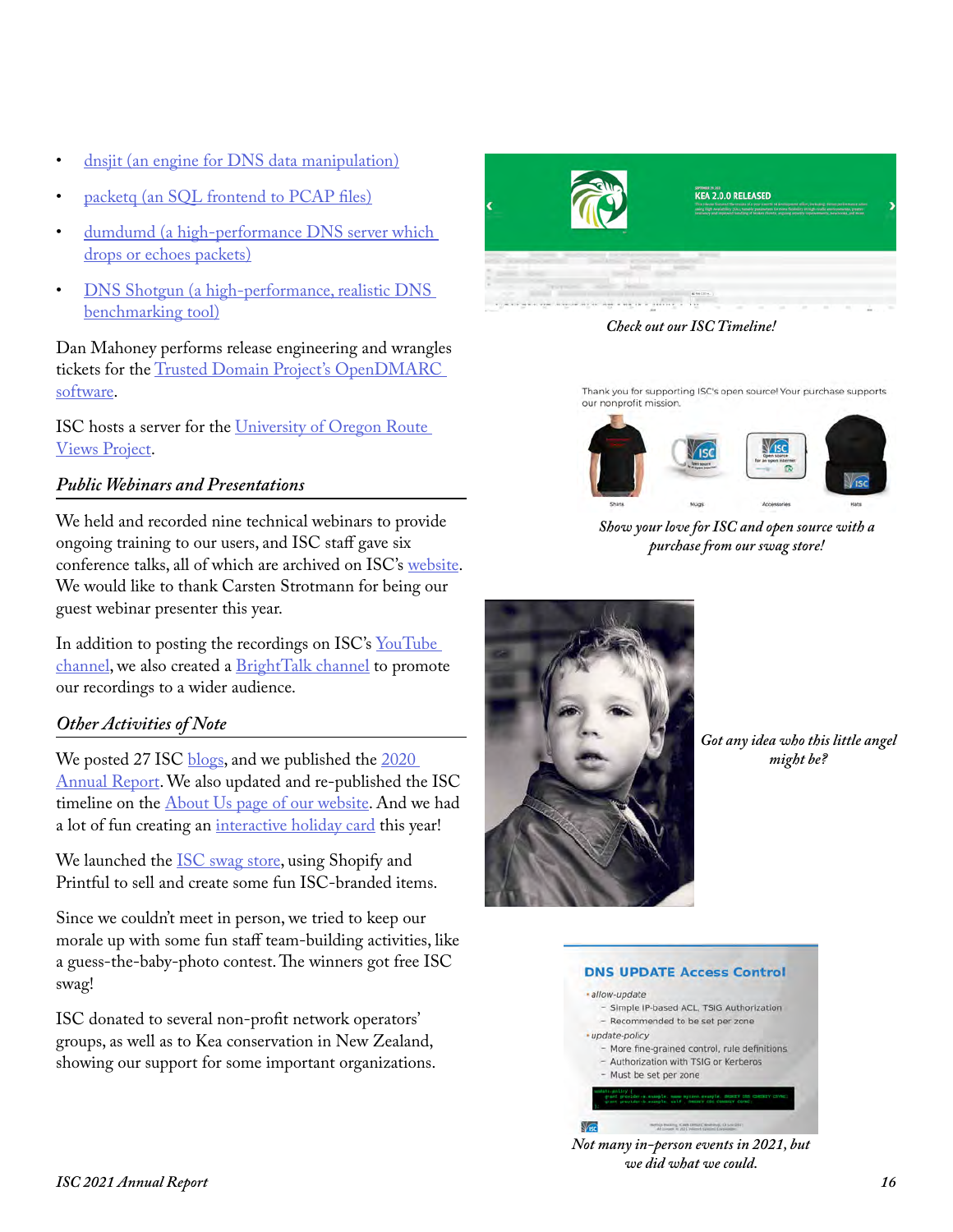- dnsjit (an engine for DNS data manipulation)
- packetq (an SQL frontend to PCAP files)
- dumdumd (a high-performance DNS server which drops or echoes packets)
- DNS Shotgun (a high-performance, realistic DNS benchmarking tool)

Dan Mahoney performs release engineering and wrangles tickets for the Trusted Domain Project's OpenDMARC software.

ISC hosts a server for the University of Oregon Route Views Project.

### *Public Webinars and Presentations*

We held and recorded nine technical webinars to provide ongoing training to our users, and ISC staff gave six conference talks, all of which are archived on ISC's website. We would like to thank Carsten Strotmann for being our guest webinar presenter this year.

In addition to posting the recordings on ISC's YouTube channel, we also created a BrightTalk channel to promote our recordings to a wider audience.

### *Other Activities of Note*

We posted 27 ISC blogs, and we published the 2020 Annual Report. We also updated and re-published the ISC timeline on the About Us page of our website. And we had a lot of fun creating an interactive holiday card this year!

We launched the ISC swag store, using Shopify and Printful to sell and create some fun ISC-branded items.

Since we couldn't meet in person, we tried to keep our morale up with some fun staff team-building activities, like a guess-the-baby-photo contest. The winners got free ISC swag!

ISC donated to several non-profit network operators' groups, as well as to Kea conservation in New Zealand, showing our support for some important organizations.

*Check out our ISC Timeline!*

*Show your love for ISC and open source with a purchase from our swag store!*

*Got any idea who this little angel might be?*

*Not many in-person events in 2021, but we did what we could.*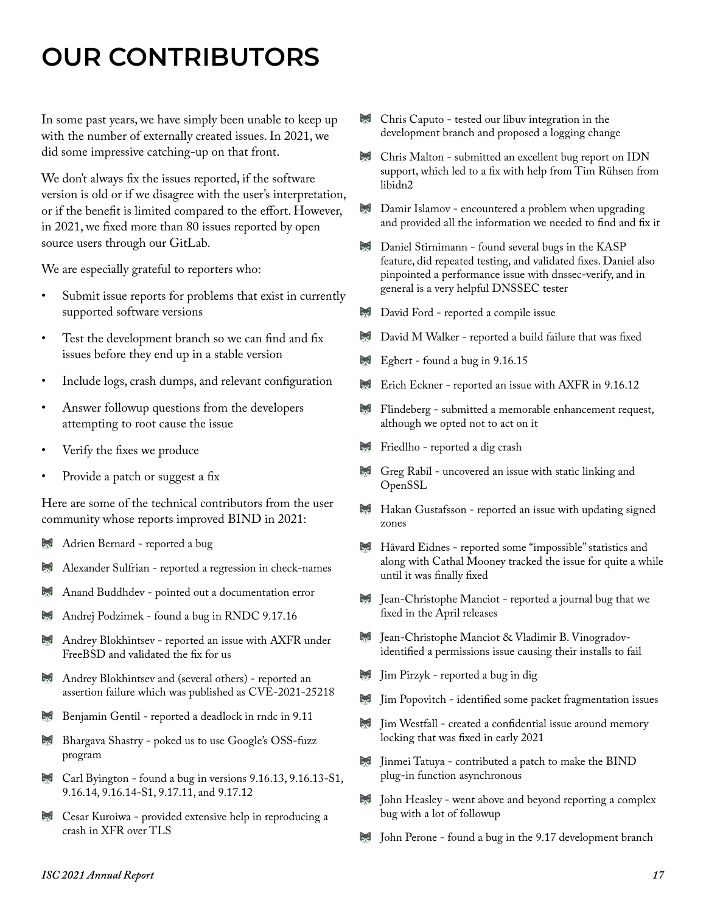# OUR CONTRIBUTORS

In some past years, we have simply been unable to keep up with the number of externally created issues. In 2021, we did some impressive catching-up on that front.

We don't always fix the issues reported, if the software version is old or if we disagree with the user's interpretation, or if the benefit is limited compared to the effort. However, in 2021, we fixed more than 80 issues reported by open source users through our GitLab.

We are especially grateful to reporters who:

- Submit issue reports for problems that exist in currently supported software versions
- Test the development branch so we can find and fix issues before they end up in a stable version
- Include logs, crash dumps, and relevant configuration
- Answer followup questions from the developers attempting to root cause the issue
- Verify the fixes we produce
- Provide a patch or suggest a fix

Here are some of the technical contributors from the user community whose reports improved BIND in 2021:

- Adrien Bernard - reported a bug
- Alexander Sulfrian - reported a regression in check-names
- Anand Buddhdev - pointed out a documentation error
- Andrej Podzimek - found a bug in RNDC 9.17.16
- Andrey Blokhintsev - reported an issue with AXFR under FreeBSD and validated the fix for us
- Andrey Blokhintsev and (several others) - reported an assertion failure which was published as CVE-2021-25218
- Benjamin Gentil - reported a deadlock in rndc in 9.11
- Bhargava Shastry - poked us to use Google's OSS-fuzz program
- Carl Byington - found a bug in versions 9.16.13, 9.16.13-S1, 9.16.14, 9.16.14-S1, 9.17.11, and 9.17.12
- Cesar Kuroiwa - provided extensive help in reproducing a crash in XFR over TLS
- Chris Caputo - tested our libuv integration in the development branch and proposed a logging change
- Chris Malton - submitted an excellent bug report on IDN support, which led to a fix with help from Tim Rühsen from libidn2
- Damir Islamov - encountered a problem when upgrading and provided all the information we needed to find and fix it
- Daniel Stirnimann - found several bugs in the KASP feature, did repeated testing, and validated fixes. Daniel also pinpointed a performance issue with dnssec-verify, and in general is a very helpful DNSSEC tester
- David Ford - reported a compile issue
- David M Walker - reported a build failure that was fixed
- Egbert - found a bug in 9.16.15
- Erich Eckner - reported an issue with AXFR in 9.16.12
- Flindeberg - submitted a memorable enhancement request, although we opted not to act on it
- Friedlho - reported a dig crash
- Greg Rabil - uncovered an issue with static linking and OpenSSL
- Hakan Gustafsson - reported an issue with updating signed zones
- Håvard Eidnes - reported some "impossible" statistics and along with Cathal Mooney tracked the issue for quite a while until it was finally fixed
- Jean-Christophe Manciot - reported a journal bug that we fixed in the April releases
- Jean-Christophe Manciot & Vladimir B. Vinogradov- identified a permissions issue causing their installs to fail
- Jim Pirzyk - reported a bug in dig
- Jim Popovitch - identified some packet fragmentation issues
- Jim Westfall - created a confidential issue around memory locking that was fixed in early 2021
- Jinmei Tatuya - contributed a patch to make the BIND plug-in function asynchronous
- John Heasley - went above and beyond reporting a complex bug with a lot of followup
- John Perone - found a bug in the 9.17 development branch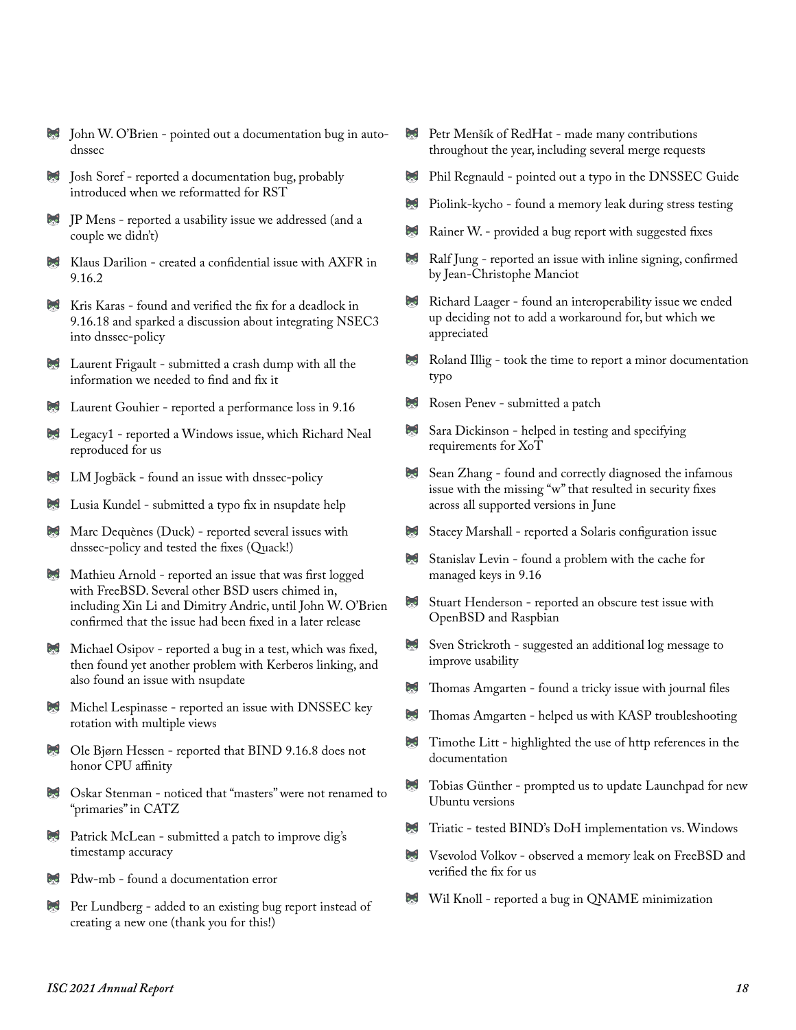- John W. O'Brien - pointed out a documentation bug in auto-dnssec
- Josh Soref - reported a documentation bug, probably introduced when we reformatted for RST
- JP Mens - reported a usability issue we addressed (and a couple we didn't)
- Klaus Darilion - created a confidential issue with AXFR in 9.16.2
- Kris Karas - found and verified the fix for a deadlock in 9.16.18 and sparked a discussion about integrating NSEC3 into dnssec-policy
- Laurent Frigault - submitted a crash dump with all the information we needed to find and fix it
- Laurent Gouhier - reported a performance loss in 9.16
- Legacy1 - reported a Windows issue, which Richard Neal reproduced for us
- LM Jogbäck - found an issue with dnssec-policy
- Lusia Kundel - submitted a typo fix in nsupdate help
- Marc Dequènes (Duck) - reported several issues with dnssec-policy and tested the fixes (Quack!)
- Mathieu Arnold - reported an issue that was first logged with FreeBSD. Several other BSD users chimed in, including Xin Li and Dimitry Andric, until John W. O'Brien confirmed that the issue had been fixed in a later release
- Michael Osipov - reported a bug in a test, which was fixed, then found yet another problem with Kerberos linking, and also found an issue with nsupdate
- Michel Lespinasse - reported an issue with DNSSEC key rotation with multiple views
- Ole Bjørn Hessen - reported that BIND 9.16.8 does not honor CPU affinity
- Oskar Stenman - noticed that "masters" were not renamed to "primaries" in CATZ
- Patrick McLean - submitted a patch to improve dig's timestamp accuracy
- Pdw-mb - found a documentation error
- Per Lundberg - added to an existing bug report instead of creating a new one (thank you for this!)
- Petr Menšík of RedHat - made many contributions throughout the year, including several merge requests
- Phil Regnauld - pointed out a typo in the DNSSEC Guide
- Piolink-kycho - found a memory leak during stress testing
- Rainer W. - provided a bug report with suggested fixes
- Ralf Jung - reported an issue with inline signing, confirmed by Jean-Christophe Manciot
- Richard Laager - found an interoperability issue we ended up deciding not to add a workaround for, but which we appreciated
- Roland Illig - took the time to report a minor documentation typo
- Rosen Penev - submitted a patch
- Sara Dickinson - helped in testing and specifying requirements for XoT
- Sean Zhang - found and correctly diagnosed the infamous issue with the missing "w" that resulted in security fixes across all supported versions in June
- Stacey Marshall - reported a Solaris configuration issue
- Stanislav Levin - found a problem with the cache for managed keys in 9.16
- Stuart Henderson - reported an obscure test issue with OpenBSD and Raspbian
- Sven Strickroth - suggested an additional log message to improve usability
- Thomas Amgarten - found a tricky issue with journal files
- Thomas Amgarten - helped us with KASP troubleshooting
- Timothe Litt - highlighted the use of http references in the documentation
- Tobias Günther - prompted us to update Launchpad for new Ubuntu versions
- Triatic - tested BIND's DoH implementation vs. Windows
- Vsevolod Volkov - observed a memory leak on FreeBSD and verified the fix for us
- Wil Knoll - reported a bug in QNAME minimization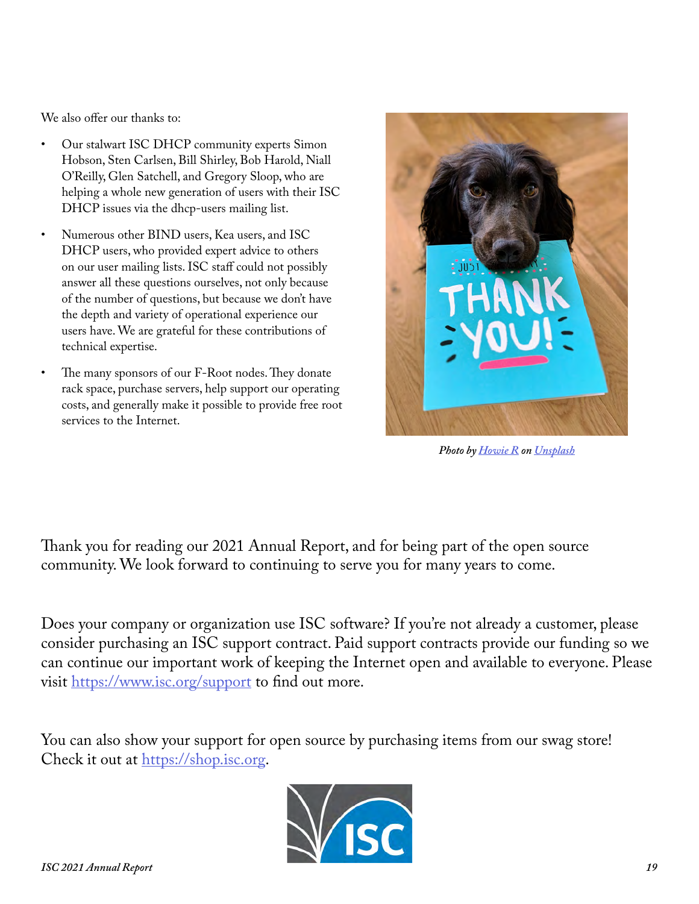We also offer our thanks to:

- Our stalwart ISC DHCP community experts Simon Hobson, Sten Carlsen, Bill Shirley, Bob Harold, Niall O'Reilly, Glen Satchell, and Gregory Sloop, who are helping a whole new generation of users with their ISC DHCP issues via the dhcp-users mailing list.
- Numerous other BIND users, Kea users, and ISC DHCP users, who provided expert advice to others on our user mailing lists. ISC staff could not possibly answer all these questions ourselves, not only because of the number of questions, but because we don't have the depth and variety of operational experience our users have. We are grateful for these contributions of technical expertise.
- The many sponsors of our F-Root nodes. They donate rack space, purchase servers, help support our operating costs, and generally make it possible to provide free root services to the Internet.

*Photo by Howie R on Unsplash*

Thank you for reading our 2021 Annual Report, and for being part of the open source community. We look forward to continuing to serve you for many years to come.

Does your company or organization use ISC software? If you're not already a customer, please consider purchasing an ISC support contract. Paid support contracts provide our funding so we can continue our important work of keeping the Internet open and available to everyone. Please visit https://www.isc.org/support to find out more.

You can also show your support for open source by purchasing items from our swag store! Check it out at https://shop.isc.org.